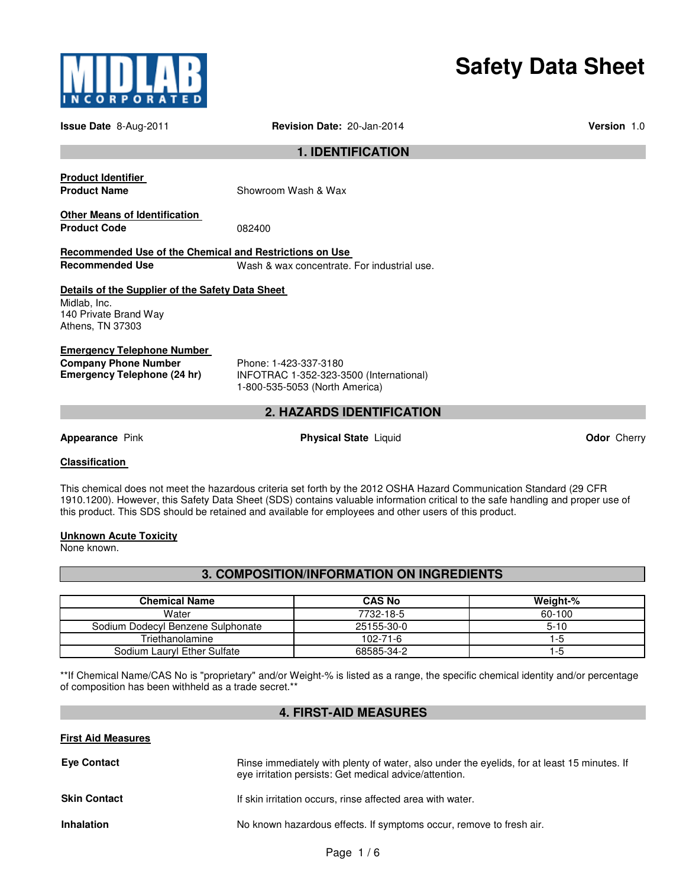MIDLAB INCORPORATED

# Safety Data Sheet

**Issue Date** 8-Aug-2011 **Revision Date:** 20-Jan-2014 **Version** 1.0

## 1. IDENTIFICATION

**Product Identifier**

**Product Name** Showroom Wash & Wax

**Other Means of Identification**

**Product Code** 082400

**Recommended Use of the Chemical and Restrictions on Use**

**Recommended Use** Wash & wax concentrate. For industrial use.

**Details of the Supplier of the Safety Data Sheet**

Midlab, Inc.
140 Private Brand Way
Athens, TN 37303

**Emergency Telephone Number**

**Company Phone Number** Phone: 1-423-337-3180

**Emergency Telephone (24 hr)** INFOTRAC 1-352-323-3500 (International)
1-800-535-5053 (North America)

## 2. HAZARDS IDENTIFICATION

**Appearance** Pink **Physical State** Liquid **Odor** Cherry

**Classification**

This chemical does not meet the hazardous criteria set forth by the 2012 OSHA Hazard Communication Standard (29 CFR 1910.1200). However, this Safety Data Sheet (SDS) contains valuable information critical to the safe handling and proper use of this product. This SDS should be retained and available for employees and other users of this product.

**Unknown Acute Toxicity**

None known.

## 3. COMPOSITION/INFORMATION ON INGREDIENTS

| Chemical Name | CAS No | Weight-% |
|---|---|---|
| Water | 7732-18-5 | 60-100 |
| Sodium Dodecyl Benzene Sulphonate | 25155-30-0 | 5-10 |
| Triethanolamine | 102-71-6 | 1-5 |
| Sodium Lauryl Ether Sulfate | 68585-34-2 | 1-5 |

**If Chemical Name/CAS No is "proprietary" and/or Weight-% is listed as a range, the specific chemical identity and/or percentage of composition has been withheld as a trade secret.**

## 4. FIRST-AID MEASURES

**First Aid Measures**

**Eye Contact** Rinse immediately with plenty of water, also under the eyelids, for at least 15 minutes. If eye irritation persists: Get medical advice/attention.

**Skin Contact** If skin irritation occurs, rinse affected area with water.

**Inhalation** No known hazardous effects. If symptoms occur, remove to fresh air.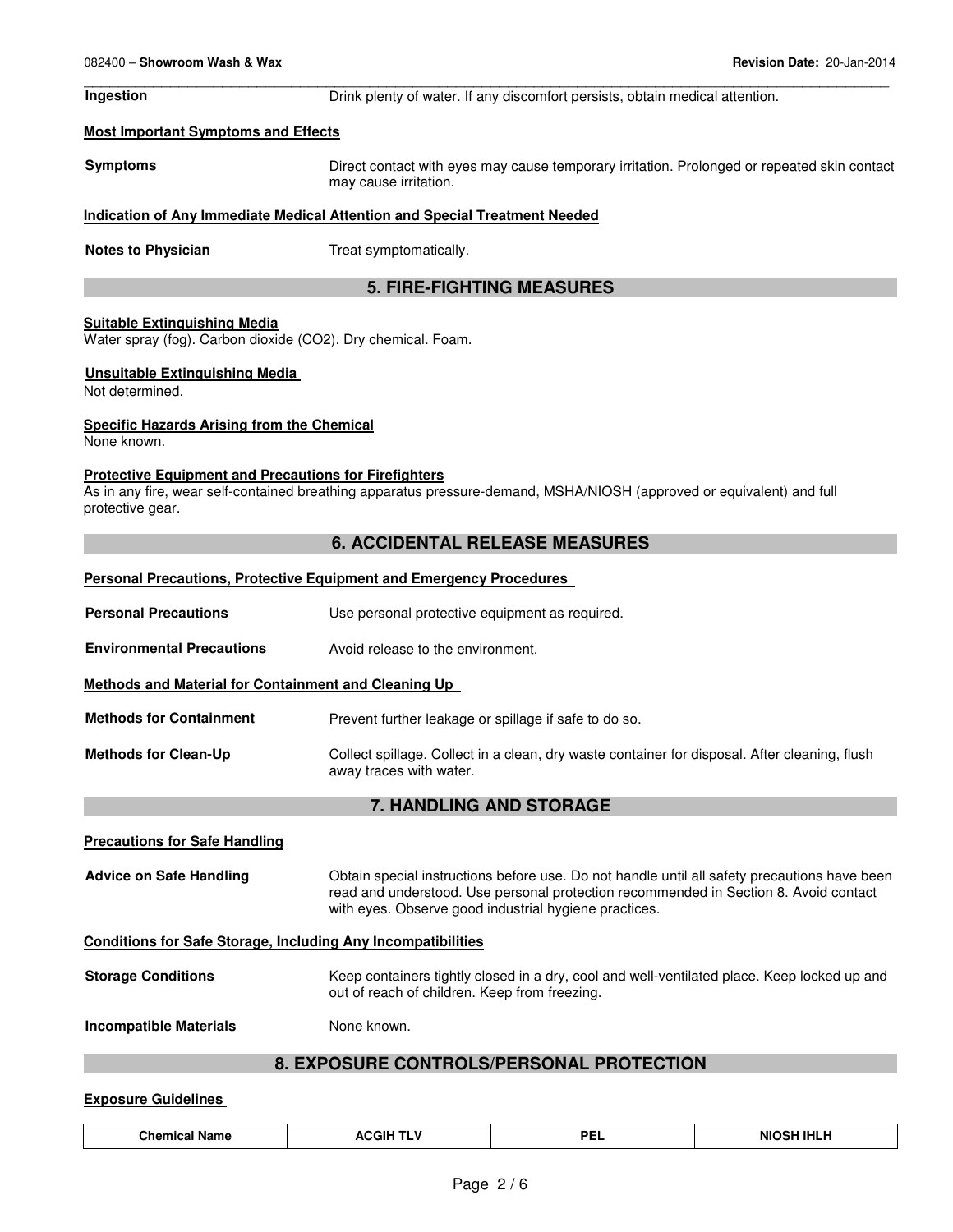**Ingestion** Drink plenty of water. If any discomfort persists, obtain medical attention.

**Most Important Symptoms and Effects**

**Symptoms** Direct contact with eyes may cause temporary irritation. Prolonged or repeated skin contact may cause irritation.

**Indication of Any Immediate Medical Attention and Special Treatment Needed**

**Notes to Physician** Treat symptomatically.

## 5. FIRE-FIGHTING MEASURES

**Suitable Extinguishing Media**
Water spray (fog). Carbon dioxide ($CO_2$). Dry chemical. Foam.

**Unsuitable Extinguishing Media**
Not determined.

**Specific Hazards Arising from the Chemical**
None known.

**Protective Equipment and Precautions for Firefighters**
As in any fire, wear self-contained breathing apparatus pressure-demand, MSHA/NIOSH (approved or equivalent) and full protective gear.

## 6. ACCIDENTAL RELEASE MEASURES

**Personal Precautions, Protective Equipment and Emergency Procedures**

**Personal Precautions** Use personal protective equipment as required.

**Environmental Precautions** Avoid release to the environment.

**Methods and Material for Containment and Cleaning Up**

**Methods for Containment** Prevent further leakage or spillage if safe to do so.

**Methods for Clean-Up** Collect spillage. Collect in a clean, dry waste container for disposal. After cleaning, flush away traces with water.

## 7. HANDLING AND STORAGE

**Precautions for Safe Handling**

**Advice on Safe Handling** Obtain special instructions before use. Do not handle until all safety precautions have been read and understood. Use personal protection recommended in Section 8. Avoid contact with eyes. Observe good industrial hygiene practices.

**Conditions for Safe Storage, Including Any Incompatibilities**

**Storage Conditions** Keep containers tightly closed in a dry, cool and well-ventilated place. Keep locked up and out of reach of children. Keep from freezing.

**Incompatible Materials** None known.

## 8. EXPOSURE CONTROLS/PERSONAL PROTECTION

**Exposure Guidelines**

| Chemical Name | ACGIH TLV | PEL | NIOSH IHLH |
|---|---|---|---|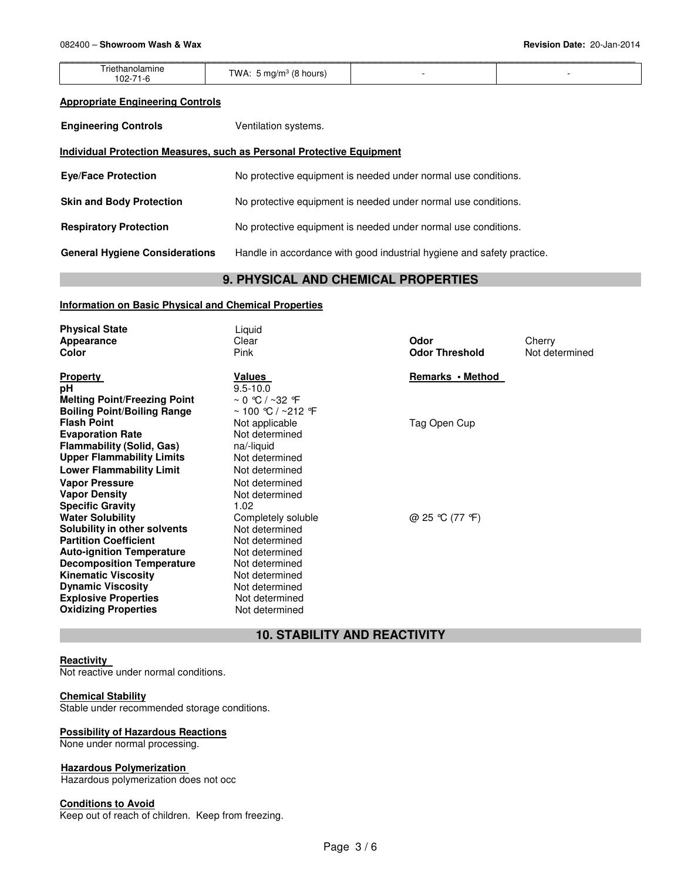| Triethanolamine 102-71-6 | TWA: 5 mg/m³ (8 hours) | - | - |
|---|---|---|---|

**Appropriate Engineering Controls**

**Engineering Controls** Ventilation systems.

**Individual Protection Measures, such as Personal Protective Equipment**

**Eye/Face Protection** No protective equipment is needed under normal use conditions.

**Skin and Body Protection** No protective equipment is needed under normal use conditions.

**Respiratory Protection** No protective equipment is needed under normal use conditions.

**General Hygiene Considerations** Handle in accordance with good industrial hygiene and safety practice.

## 9. PHYSICAL AND CHEMICAL PROPERTIES

**Information on Basic Physical and Chemical Properties**

| | | | |
|---|---|---|---|
| **Physical State** | Liquid | | |
| **Appearance** | Clear | **Odor** | Cherry |
| **Color** | Pink | **Odor Threshold** | Not determined |

| **Property** | **Values** | **Remarks • Method** |
|---|---|---|
| **pH** | 9.5-10.0 | |
| **Melting Point/Freezing Point** | ~ 0 °C / ~32 °F | |
| **Boiling Point/Boiling Range** | ~ 100 °C / ~212 °F | |
| **Flash Point** | Not applicable | Tag Open Cup |
| **Evaporation Rate** | Not determined | |
| **Flammability (Solid, Gas)** | na/-liquid | |
| **Upper Flammability Limits** | Not determined | |
| **Lower Flammability Limit** | Not determined | |
| **Vapor Pressure** | Not determined | |
| **Vapor Density** | Not determined | |
| **Specific Gravity** | 1.02 | |
| **Water Solubility** | Completely soluble | @ 25 °C (77 °F) |
| **Solubility in other solvents** | Not determined | |
| **Partition Coefficient** | Not determined | |
| **Auto-ignition Temperature** | Not determined | |
| **Decomposition Temperature** | Not determined | |
| **Kinematic Viscosity** | Not determined | |
| **Dynamic Viscosity** | Not determined | |
| **Explosive Properties** | Not determined | |
| **Oxidizing Properties** | Not determined | |

## 10. STABILITY AND REACTIVITY

**Reactivity**
Not reactive under normal conditions.

**Chemical Stability**
Stable under recommended storage conditions.

**Possibility of Hazardous Reactions**
None under normal processing.

**Hazardous Polymerization**
Hazardous polymerization does not occ

**Conditions to Avoid**
Keep out of reach of children. Keep from freezing.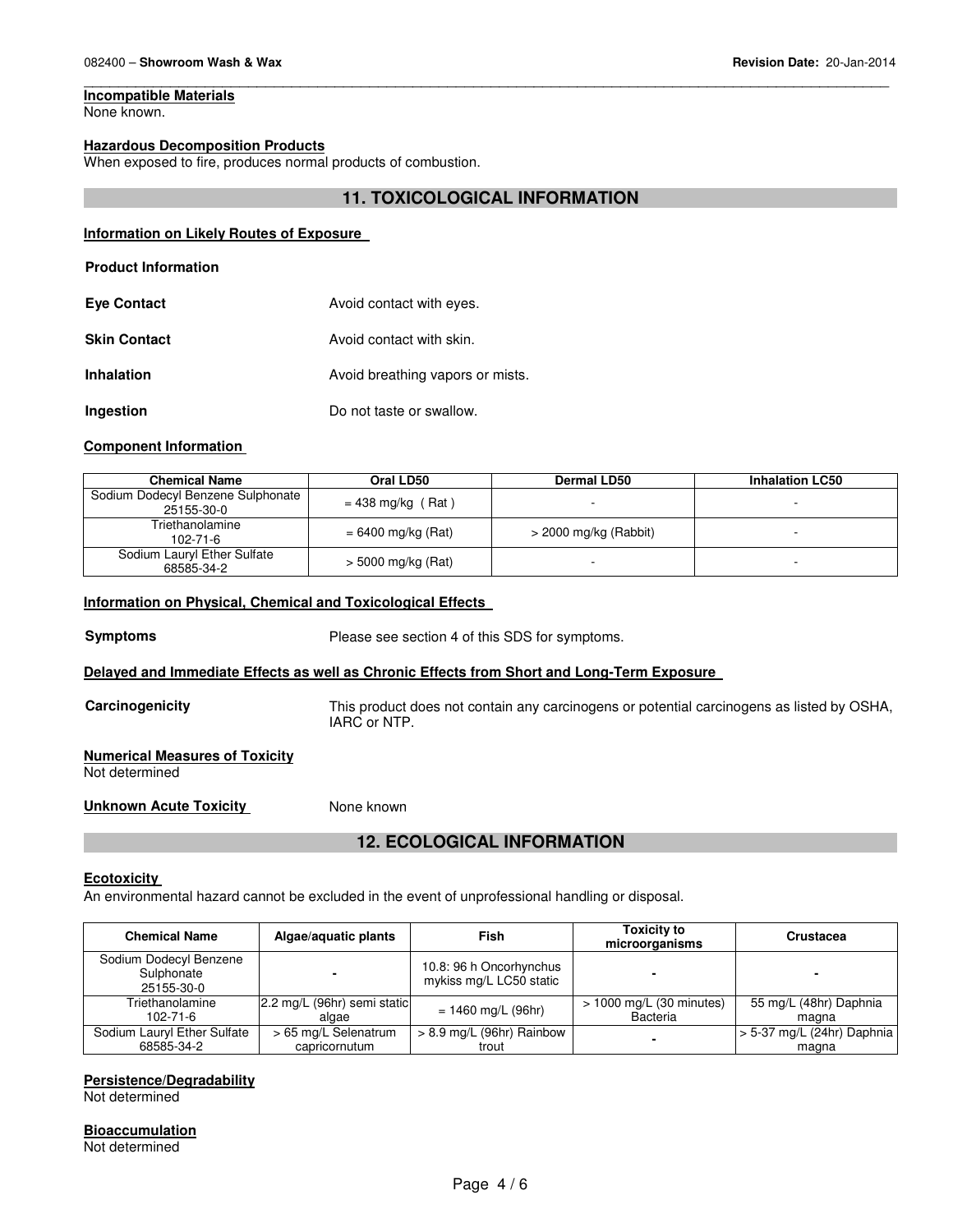#### Incompatible Materials
None known.

#### Hazardous Decomposition Products
When exposed to fire, produces normal products of combustion.

## 11. TOXICOLOGICAL INFORMATION

#### Information on Likely Routes of Exposure

**Product Information**

**Eye Contact** Avoid contact with eyes.

**Skin Contact** Avoid contact with skin.

**Inhalation** Avoid breathing vapors or mists.

**Ingestion** Do not taste or swallow.

#### Component Information

| Chemical Name | Oral LD50 | Dermal LD50 | Inhalation LC50 |
|---|---|---|---|
| Sodium Dodecyl Benzene Sulphonate 25155-30-0 | = 438 mg/kg ( Rat ) | - | - |
| Triethanolamine 102-71-6 | = 6400 mg/kg (Rat) | > 2000 mg/kg (Rabbit) | - |
| Sodium Lauryl Ether Sulfate 68585-34-2 | > 5000 mg/kg (Rat) | - | - |

#### Information on Physical, Chemical and Toxicological Effects

**Symptoms** Please see section 4 of this SDS for symptoms.

#### Delayed and Immediate Effects as well as Chronic Effects from Short and Long-Term Exposure

**Carcinogenicity** This product does not contain any carcinogens or potential carcinogens as listed by OSHA, IARC or NTP.

#### Numerical Measures of Toxicity
Not determined

**Unknown Acute Toxicity** None known

## 12. ECOLOGICAL INFORMATION

#### Ecotoxicity
An environmental hazard cannot be excluded in the event of unprofessional handling or disposal.

| Chemical Name | Algae/aquatic plants | Fish | Toxicity to microorganisms | Crustacea |
|---|---|---|---|---|
| Sodium Dodecyl Benzene Sulphonate 25155-30-0 | - | 10.8: 96 h Oncorhynchus mykiss mg/L LC50 static | - | - |
| Triethanolamine 102-71-6 | 2.2 mg/L (96hr) semi static algae | = 1460 mg/L (96hr) | > 1000 mg/L (30 minutes) Bacteria | 55 mg/L (48hr) Daphnia magna |
| Sodium Lauryl Ether Sulfate 68585-34-2 | > 65 mg/L Selenatrum capricornutum | > 8.9 mg/L (96hr) Rainbow trout | - | > 5-37 mg/L (24hr) Daphnia magna |

#### Persistence/Degradability
Not determined

#### Bioaccumulation
Not determined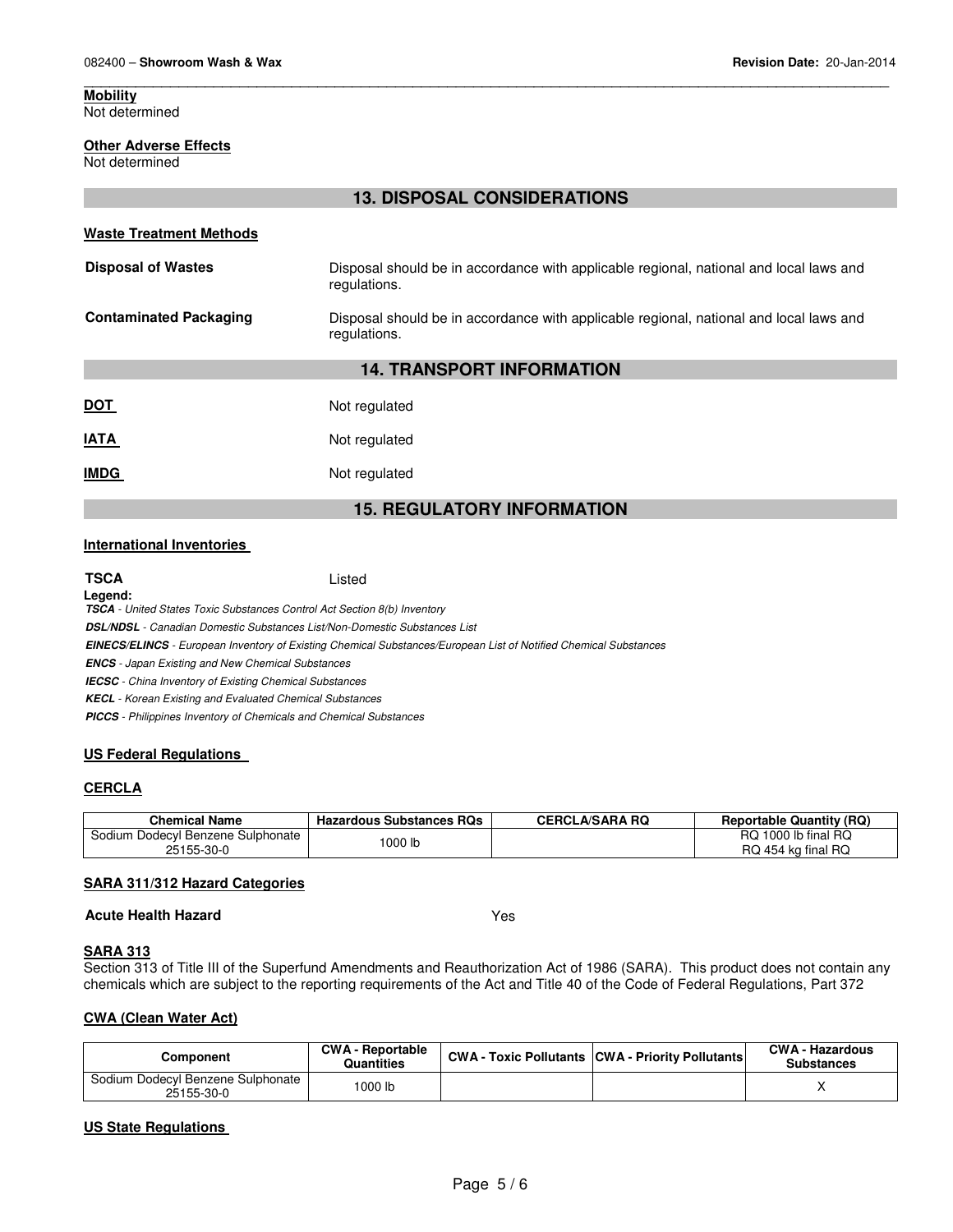**Mobility**
Not determined

**Other Adverse Effects**
Not determined

## 13. DISPOSAL CONSIDERATIONS

**Waste Treatment Methods**

| | |
|---|---|
| **Disposal of Wastes** | Disposal should be in accordance with applicable regional, national and local laws and regulations. |
| **Contaminated Packaging** | Disposal should be in accordance with applicable regional, national and local laws and regulations. |

## 14. TRANSPORT INFORMATION

| | |
|---|---|
| **DOT** | Not regulated |
| **IATA** | Not regulated |
| **IMDG** | Not regulated |

## 15. REGULATORY INFORMATION

**International Inventories**

**TSCA** Listed

**Legend:**
***TSCA*** *- United States Toxic Substances Control Act Section 8(b) Inventory*
***DSL/NDSL*** *- Canadian Domestic Substances List/Non-Domestic Substances List*
***EINECS/ELINCS*** *- European Inventory of Existing Chemical Substances/European List of Notified Chemical Substances*
***ENCS*** *- Japan Existing and New Chemical Substances*
***IECSC*** *- China Inventory of Existing Chemical Substances*
***KECL*** *- Korean Existing and Evaluated Chemical Substances*
***PICCS*** *- Philippines Inventory of Chemicals and Chemical Substances*

**US Federal Regulations**

**CERCLA**

| Chemical Name | Hazardous Substances RQs | CERCLA/SARA RQ | Reportable Quantity (RQ) |
|---|---|---|---|
| Sodium Dodecyl Benzene Sulphonate 25155-30-0 | 1000 lb | | RQ 1000 lb final RQ RQ 454 kg final RQ |

**SARA 311/312 Hazard Categories**

**Acute Health Hazard** Yes

**SARA 313**
Section 313 of Title III of the Superfund Amendments and Reauthorization Act of 1986 (SARA). This product does not contain any chemicals which are subject to the reporting requirements of the Act and Title 40 of the Code of Federal Regulations, Part 372

**CWA (Clean Water Act)**

| Component | CWA - Reportable Quantities | CWA - Toxic Pollutants | CWA - Priority Pollutants | CWA - Hazardous Substances |
|---|---|---|---|---|
| Sodium Dodecyl Benzene Sulphonate 25155-30-0 | 1000 lb | | | X |

**US State Regulations**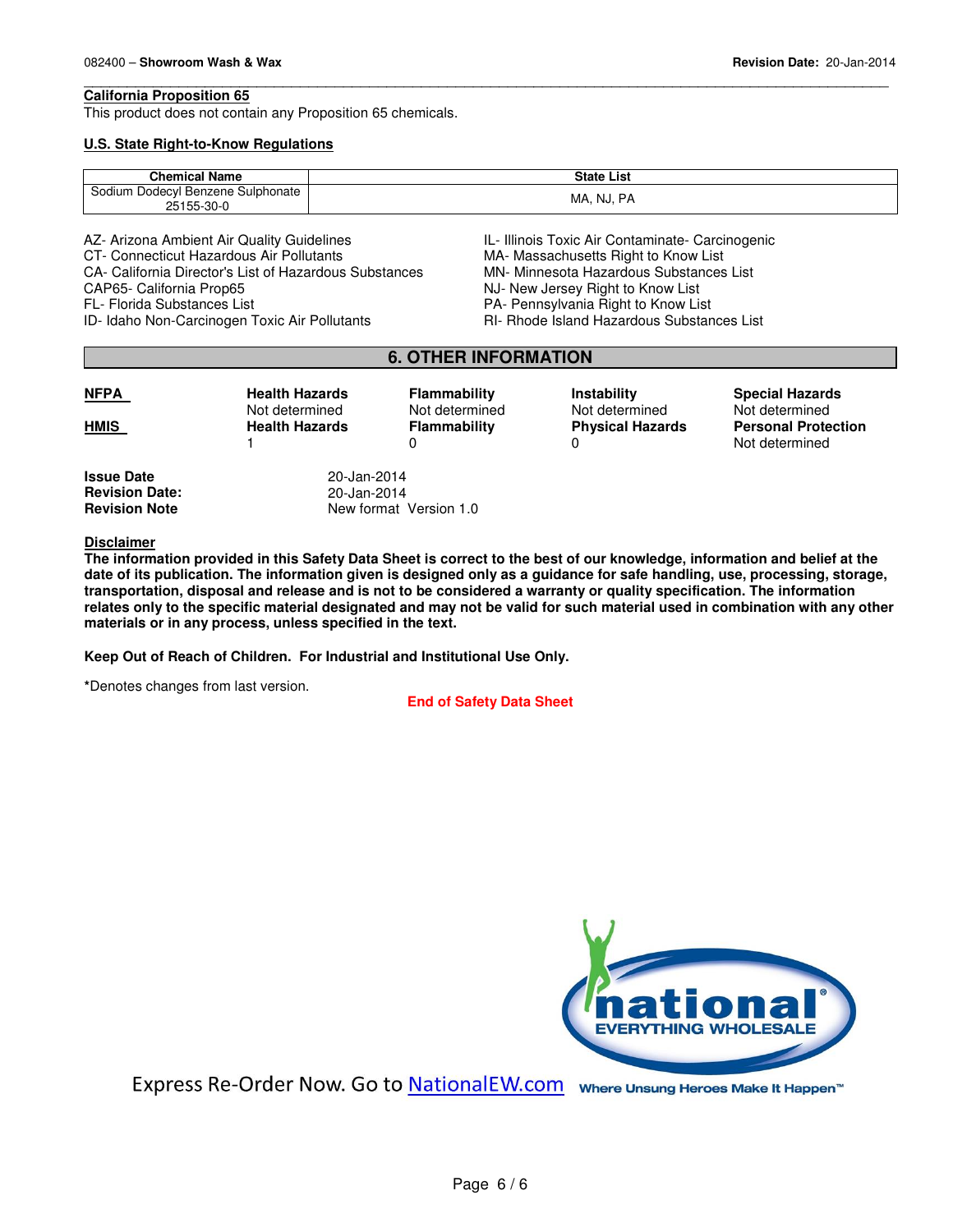**California Proposition 65**

This product does not contain any Proposition 65 chemicals.

**U.S. State Right-to-Know Regulations**

| Chemical Name | State List |
|---|---|
| Sodium Dodecyl Benzene Sulphonate 25155-30-0 | MA, NJ, PA |

AZ- Arizona Ambient Air Quality Guidelines
CT- Connecticut Hazardous Air Pollutants
CA- California Director's List of Hazardous Substances
CAP65- California Prop65
FL- Florida Substances List
ID- Idaho Non-Carcinogen Toxic Air Pollutants
IL- Illinois Toxic Air Contaminate- Carcinogenic
MA- Massachusetts Right to Know List
MN- Minnesota Hazardous Substances List
NJ- New Jersey Right to Know List
PA- Pennsylvania Right to Know List
RI- Rhode Island Hazardous Substances List

## 6. OTHER INFORMATION

| | | | | |
|---|---|---|---|---|
| **NFPA** | **Health Hazards** | **Flammability** | **Instability** | **Special Hazards** |
| | Not determined | Not determined | Not determined | Not determined |
| **HMIS** | **Health Hazards** | **Flammability** | **Physical Hazards** | **Personal Protection** |
| | 1 | 0 | 0 | Not determined |

**Issue Date** 20-Jan-2014
**Revision Date:** 20-Jan-2014
**Revision Note** New format Version 1.0

**Disclaimer**

**The information provided in this Safety Data Sheet is correct to the best of our knowledge, information and belief at the date of its publication. The information given is designed only as a guidance for safe handling, use, processing, storage, transportation, disposal and release and is not to be considered a warranty or quality specification. The information relates only to the specific material designated and may not be valid for such material used in combination with any other materials or in any process, unless specified in the text.**

**Keep Out of Reach of Children. For Industrial and Institutional Use Only.**

**\***Denotes changes from last version.

**End of Safety Data Sheet**

national® EVERYTHING WHOLESALE

Express Re-Order Now. Go to NationalEW.com Where Unsung Heroes Make It Happen™